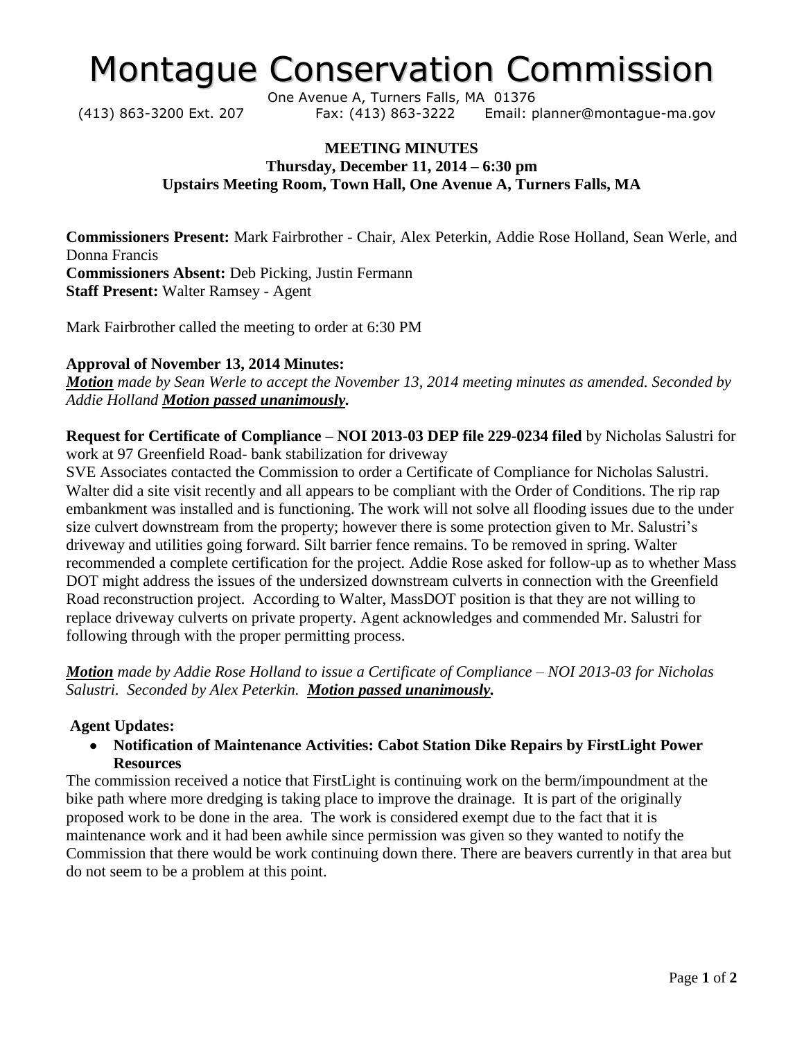# Montague Conservation Commission

One Avenue A, Turners Falls, MA 01376
(413) 863-3200 Ext. 207 Fax: (413) 863-3222 Email: planner@montague-ma.gov

**MEETING MINUTES**
**Thursday, December 11, 2014 – 6:30 pm**
**Upstairs Meeting Room, Town Hall, One Avenue A, Turners Falls, MA**

**Commissioners Present:** Mark Fairbrother - Chair, Alex Peterkin, Addie Rose Holland, Sean Werle, and Donna Francis
**Commissioners Absent:** Deb Picking, Justin Fermann
**Staff Present:** Walter Ramsey - Agent

Mark Fairbrother called the meeting to order at 6:30 PM

**Approval of November 13, 2014 Minutes:**
***Motion*** *made by Sean Werle to accept the November 13, 2014 meeting minutes as amended. Seconded by Addie Holland* ***Motion passed unanimously.***

**Request for Certificate of Compliance – NOI 2013-03 DEP file 229-0234 filed** by Nicholas Salustri for work at 97 Greenfield Road- bank stabilization for driveway
SVE Associates contacted the Commission to order a Certificate of Compliance for Nicholas Salustri. Walter did a site visit recently and all appears to be compliant with the Order of Conditions. The rip rap embankment was installed and is functioning. The work will not solve all flooding issues due to the under size culvert downstream from the property; however there is some protection given to Mr. Salustri's driveway and utilities going forward. Silt barrier fence remains. To be removed in spring. Walter recommended a complete certification for the project. Addie Rose asked for follow-up as to whether Mass DOT might address the issues of the undersized downstream culverts in connection with the Greenfield Road reconstruction project. According to Walter, MassDOT position is that they are not willing to replace driveway culverts on private property. Agent acknowledges and commended Mr. Salustri for following through with the proper permitting process.

***Motion*** *made by Addie Rose Holland to issue a Certificate of Compliance – NOI 2013-03 for Nicholas Salustri. Seconded by Alex Peterkin.* ***Motion passed unanimously.***

**Agent Updates:**

- **Notification of Maintenance Activities: Cabot Station Dike Repairs by FirstLight Power Resources**

The commission received a notice that FirstLight is continuing work on the berm/impoundment at the bike path where more dredging is taking place to improve the drainage. It is part of the originally proposed work to be done in the area. The work is considered exempt due to the fact that it is maintenance work and it had been awhile since permission was given so they wanted to notify the Commission that there would be work continuing down there. There are beavers currently in that area but do not seem to be a problem at this point.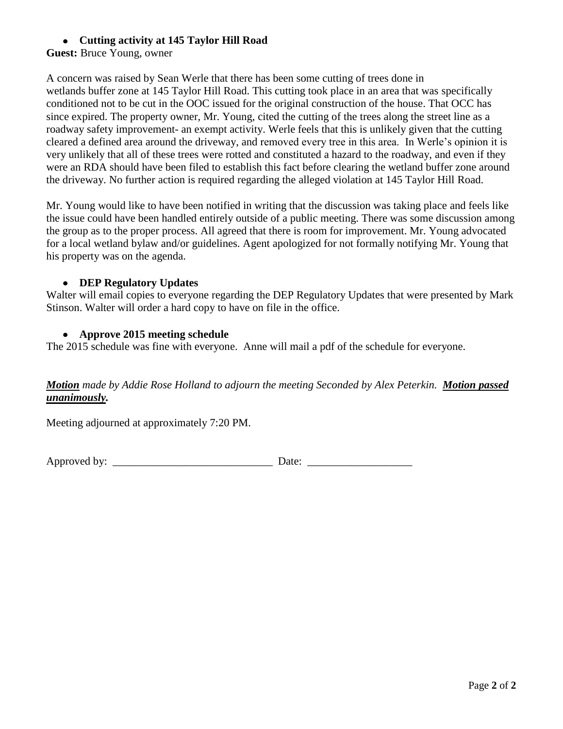- **Cutting activity at 145 Taylor Hill Road**

**Guest:** Bruce Young, owner

A concern was raised by Sean Werle that there has been some cutting of trees done in wetlands buffer zone at 145 Taylor Hill Road. This cutting took place in an area that was specifically conditioned not to be cut in the OOC issued for the original construction of the house. That OCC has since expired. The property owner, Mr. Young, cited the cutting of the trees along the street line as a roadway safety improvement- an exempt activity. Werle feels that this is unlikely given that the cutting cleared a defined area around the driveway, and removed every tree in this area. In Werle's opinion it is very unlikely that all of these trees were rotted and constituted a hazard to the roadway, and even if they were an RDA should have been filed to establish this fact before clearing the wetland buffer zone around the driveway. No further action is required regarding the alleged violation at 145 Taylor Hill Road.

Mr. Young would like to have been notified in writing that the discussion was taking place and feels like the issue could have been handled entirely outside of a public meeting. There was some discussion among the group as to the proper process. All agreed that there is room for improvement. Mr. Young advocated for a local wetland bylaw and/or guidelines. Agent apologized for not formally notifying Mr. Young that his property was on the agenda.

- **DEP Regulatory Updates**

Walter will email copies to everyone regarding the DEP Regulatory Updates that were presented by Mark Stinson. Walter will order a hard copy to have on file in the office.

- **Approve 2015 meeting schedule**

The 2015 schedule was fine with everyone. Anne will mail a pdf of the schedule for everyone.

***Motion*** *made by Addie Rose Holland to adjourn the meeting Seconded by Alex Peterkin.* ***Motion passed unanimously.***

Meeting adjourned at approximately 7:20 PM.

Approved by: _____________________________ Date: ___________________